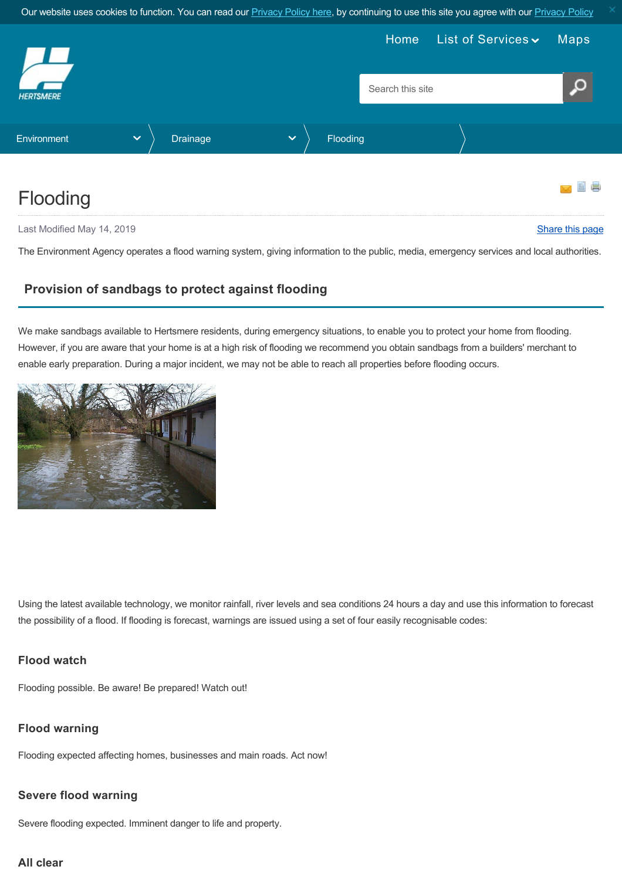Our website uses cookies to function. You can read our Privacy Policy here, by continuing to use this site you agree with our Privacy Policy

Home List of Services Maps

Search this site

Environment > Drainage > Flooding

# Flooding

Last Modified May 14, 2019

Share this page

The Environment Agency operates a flood warning system, giving information to the public, media, emergency services and local authorities.

## Provision of sandbags to protect against flooding

We make sandbags available to Hertsmere residents, during emergency situations, to enable you to protect your home from flooding. However, if you are aware that your home is at a high risk of flooding we recommend you obtain sandbags from a builders' merchant to enable early preparation. During a major incident, we may not be able to reach all properties before flooding occurs.

Using the latest available technology, we monitor rainfall, river levels and sea conditions 24 hours a day and use this information to forecast the possibility of a flood. If flooding is forecast, warnings are issued using a set of four easily recognisable codes:

### Flood watch

Flooding possible. Be aware! Be prepared! Watch out!

### Flood warning

Flooding expected affecting homes, businesses and main roads. Act now!

### Severe flood warning

Severe flooding expected. Imminent danger to life and property.

### All clear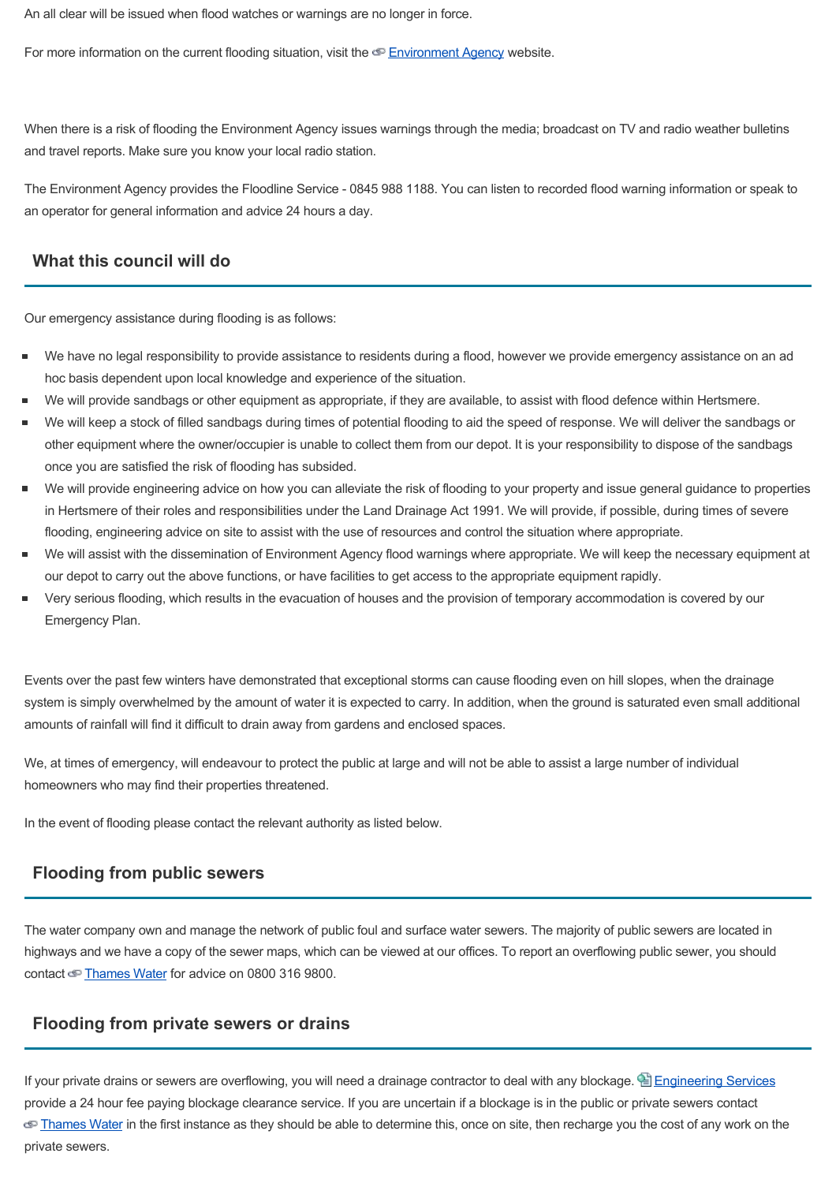An all clear will be issued when flood watches or warnings are no longer in force.

For more information on the current flooding situation, visit the [Environment Agency](#) website.

When there is a risk of flooding the Environment Agency issues warnings through the media; broadcast on TV and radio weather bulletins and travel reports. Make sure you know your local radio station.

The Environment Agency provides the Floodline Service - 0845 988 1188. You can listen to recorded flood warning information or speak to an operator for general information and advice 24 hours a day.

## What this council will do

Our emergency assistance during flooding is as follows:

- We have no legal responsibility to provide assistance to residents during a flood, however we provide emergency assistance on an ad hoc basis dependent upon local knowledge and experience of the situation.
- We will provide sandbags or other equipment as appropriate, if they are available, to assist with flood defence within Hertsmere.
- We will keep a stock of filled sandbags during times of potential flooding to aid the speed of response. We will deliver the sandbags or other equipment where the owner/occupier is unable to collect them from our depot. It is your responsibility to dispose of the sandbags once you are satisfied the risk of flooding has subsided.
- We will provide engineering advice on how you can alleviate the risk of flooding to your property and issue general guidance to properties in Hertsmere of their roles and responsibilities under the Land Drainage Act 1991. We will provide, if possible, during times of severe flooding, engineering advice on site to assist with the use of resources and control the situation where appropriate.
- We will assist with the dissemination of Environment Agency flood warnings where appropriate. We will keep the necessary equipment at our depot to carry out the above functions, or have facilities to get access to the appropriate equipment rapidly.
- Very serious flooding, which results in the evacuation of houses and the provision of temporary accommodation is covered by our Emergency Plan.

Events over the past few winters have demonstrated that exceptional storms can cause flooding even on hill slopes, when the drainage system is simply overwhelmed by the amount of water it is expected to carry. In addition, when the ground is saturated even small additional amounts of rainfall will find it difficult to drain away from gardens and enclosed spaces.

We, at times of emergency, will endeavour to protect the public at large and will not be able to assist a large number of individual homeowners who may find their properties threatened.

In the event of flooding please contact the relevant authority as listed below.

## Flooding from public sewers

The water company own and manage the network of public foul and surface water sewers. The majority of public sewers are located in highways and we have a copy of the sewer maps, which can be viewed at our offices. To report an overflowing public sewer, you should contact [Thames Water](#) for advice on 0800 316 9800.

## Flooding from private sewers or drains

If your private drains or sewers are overflowing, you will need a drainage contractor to deal with any blockage. [Engineering Services](#) provide a 24 hour fee paying blockage clearance service. If you are uncertain if a blockage is in the public or private sewers contact [Thames Water](#) in the first instance as they should be able to determine this, once on site, then recharge you the cost of any work on the private sewers.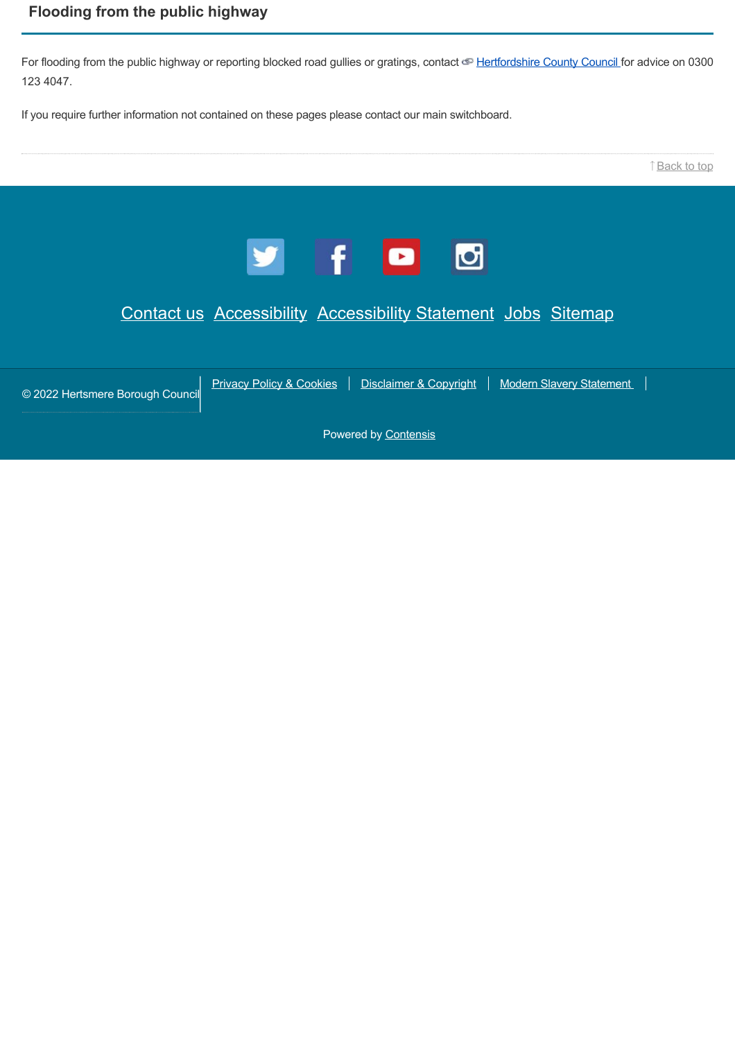## Flooding from the public highway

For flooding from the public highway or reporting blocked road gullies or gratings, contact Hertfordshire County Council for advice on 0300 123 4047.

If you require further information not contained on these pages please contact our main switchboard.

↑ Back to top

Contact us Accessibility Accessibility Statement Jobs Sitemap

© 2022 Hertsmere Borough Council | Privacy Policy & Cookies | Disclaimer & Copyright | Modern Slavery Statement |

Powered by Contensis